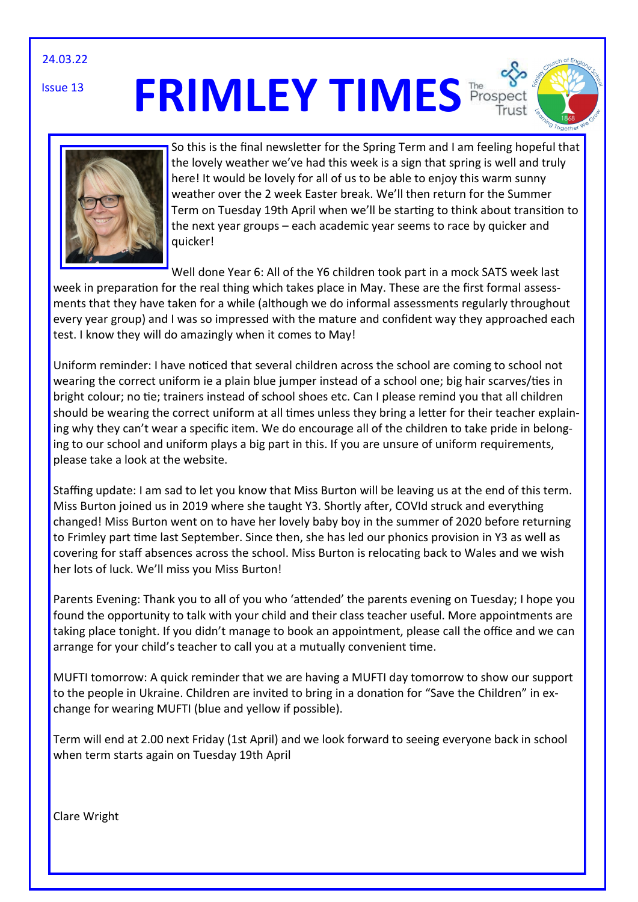24.03.22

Issue 13

# FRIMLEY TIMES

So this is the final newsletter for the Spring Term and I am feeling hopeful that the lovely weather we've had this week is a sign that spring is well and truly here! It would be lovely for all of us to be able to enjoy this warm sunny weather over the 2 week Easter break. We'll then return for the Summer Term on Tuesday 19th April when we'll be starting to think about transition to the next year groups – each academic year seems to race by quicker and quicker!

Well done Year 6: All of the Y6 children took part in a mock SATS week last week in preparation for the real thing which takes place in May. These are the first formal assessments that they have taken for a while (although we do informal assessments regularly throughout every year group) and I was so impressed with the mature and confident way they approached each test. I know they will do amazingly when it comes to May!

Uniform reminder: I have noticed that several children across the school are coming to school not wearing the correct uniform ie a plain blue jumper instead of a school one; big hair scarves/ties in bright colour; no tie; trainers instead of school shoes etc. Can I please remind you that all children should be wearing the correct uniform at all times unless they bring a letter for their teacher explaining why they can't wear a specific item. We do encourage all of the children to take pride in belonging to our school and uniform plays a big part in this. If you are unsure of uniform requirements, please take a look at the website.

Staffing update: I am sad to let you know that Miss Burton will be leaving us at the end of this term. Miss Burton joined us in 2019 where she taught Y3. Shortly after, COVId struck and everything changed! Miss Burton went on to have her lovely baby boy in the summer of 2020 before returning to Frimley part time last September. Since then, she has led our phonics provision in Y3 as well as covering for staff absences across the school. Miss Burton is relocating back to Wales and we wish her lots of luck. We'll miss you Miss Burton!

Parents Evening: Thank you to all of you who 'attended' the parents evening on Tuesday; I hope you found the opportunity to talk with your child and their class teacher useful. More appointments are taking place tonight. If you didn't manage to book an appointment, please call the office and we can arrange for your child's teacher to call you at a mutually convenient time.

MUFTI tomorrow: A quick reminder that we are having a MUFTI day tomorrow to show our support to the people in Ukraine. Children are invited to bring in a donation for "Save the Children" in exchange for wearing MUFTI (blue and yellow if possible).

Term will end at 2.00 next Friday (1st April) and we look forward to seeing everyone back in school when term starts again on Tuesday 19th April

Clare Wright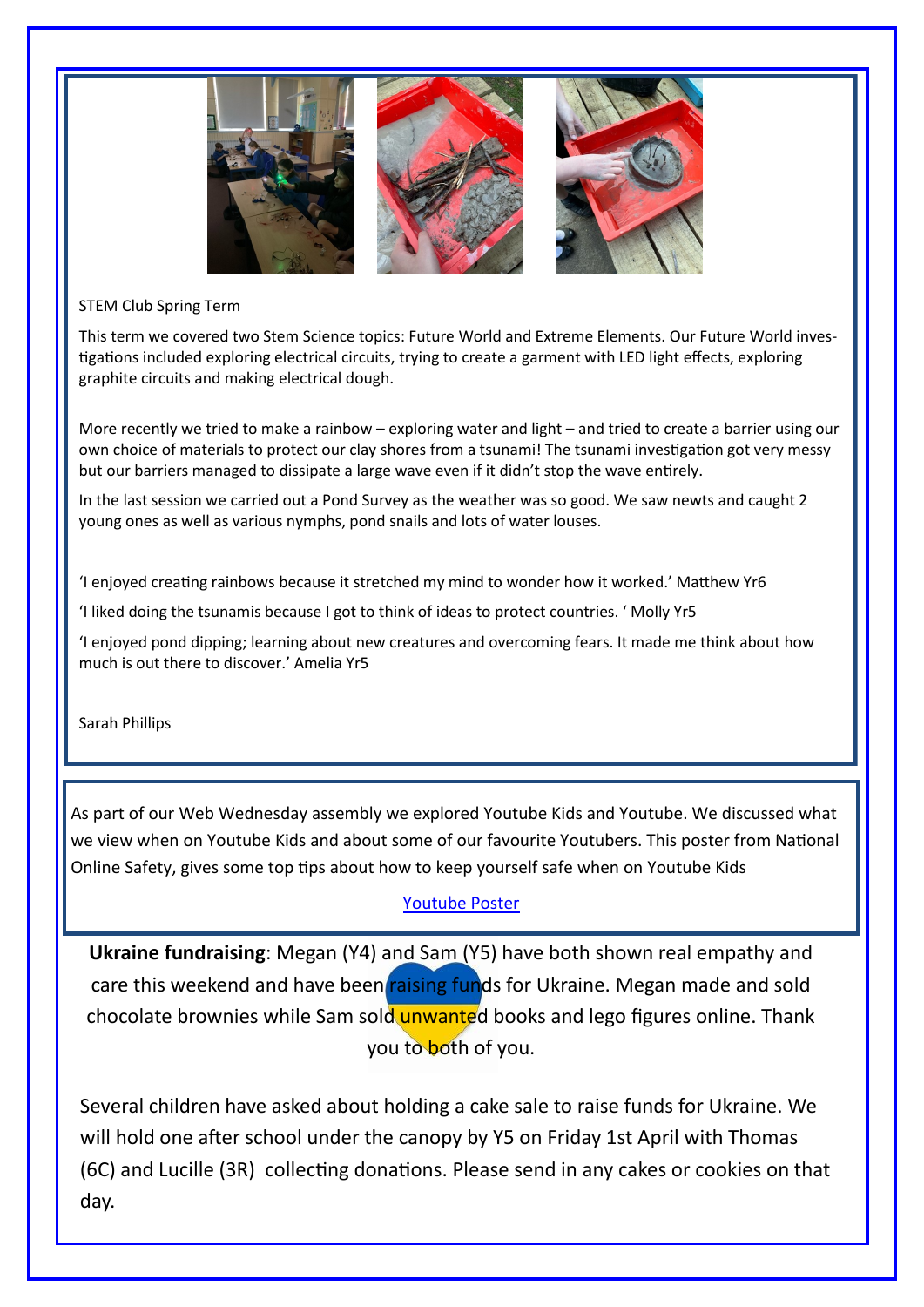STEM Club Spring Term

This term we covered two Stem Science topics: Future World and Extreme Elements. Our Future World investigations included exploring electrical circuits, trying to create a garment with LED light effects, exploring graphite circuits and making electrical dough.

More recently we tried to make a rainbow – exploring water and light – and tried to create a barrier using our own choice of materials to protect our clay shores from a tsunami! The tsunami investigation got very messy but our barriers managed to dissipate a large wave even if it didn't stop the wave entirely.

In the last session we carried out a Pond Survey as the weather was so good. We saw newts and caught 2 young ones as well as various nymphs, pond snails and lots of water louses.

'I enjoyed creating rainbows because it stretched my mind to wonder how it worked.' Matthew Yr6

'I liked doing the tsunamis because I got to think of ideas to protect countries. ' Molly Yr5

'I enjoyed pond dipping; learning about new creatures and overcoming fears. It made me think about how much is out there to discover.' Amelia Yr5

Sarah Phillips

As part of our Web Wednesday assembly we explored Youtube Kids and Youtube. We discussed what we view when on Youtube Kids and about some of our favourite Youtubers. This poster from National Online Safety, gives some top tips about how to keep yourself safe when on Youtube Kids

[Youtube Poster]

**Ukraine fundraising**: Megan (Y4) and Sam (Y5) have both shown real empathy and care this weekend and have been raising funds for Ukraine. Megan made and sold chocolate brownies while Sam sold unwanted books and lego figures online. Thank you to both of you.

Several children have asked about holding a cake sale to raise funds for Ukraine. We will hold one after school under the canopy by Y5 on Friday 1st April with Thomas (6C) and Lucille (3R) collecting donations. Please send in any cakes or cookies on that day.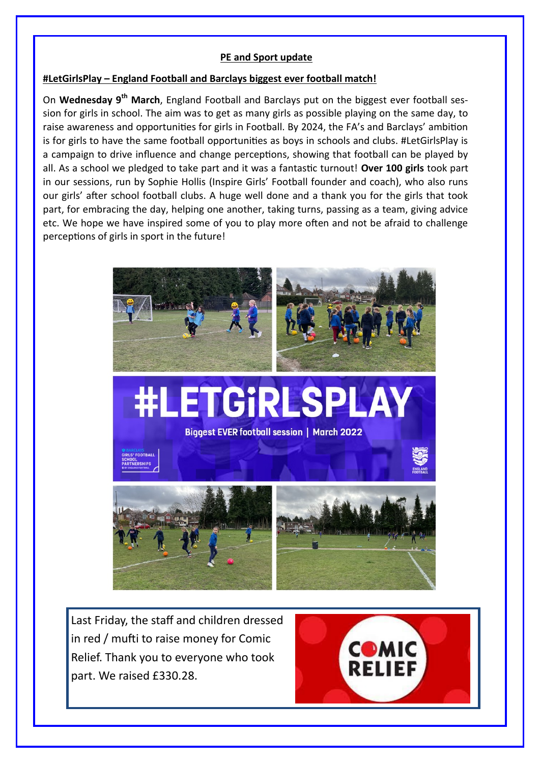## PE and Sport update

### #LetGirlsPlay – England Football and Barclays biggest ever football match!

On **Wednesday 9th March**, England Football and Barclays put on the biggest ever football session for girls in school. The aim was to get as many girls as possible playing on the same day, to raise awareness and opportunities for girls in Football. By 2024, the FA's and Barclays' ambition is for girls to have the same football opportunities as boys in schools and clubs. #LetGirlsPlay is a campaign to drive influence and change perceptions, showing that football can be played by all. As a school we pledged to take part and it was a fantastic turnout! **Over 100 girls** took part in our sessions, run by Sophie Hollis (Inspire Girls' Football founder and coach), who also runs our girls' after school football clubs. A huge well done and a thank you for the girls that took part, for embracing the day, helping one another, taking turns, passing as a team, giving advice etc. We hope we have inspired some of you to play more often and not be afraid to challenge perceptions of girls in sport in the future!

#LETGIRLSPLAY

Biggest EVER football session | March 2022

Last Friday, the staff and children dressed in red / mufti to raise money for Comic Relief. Thank you to everyone who took part. We raised £330.28.